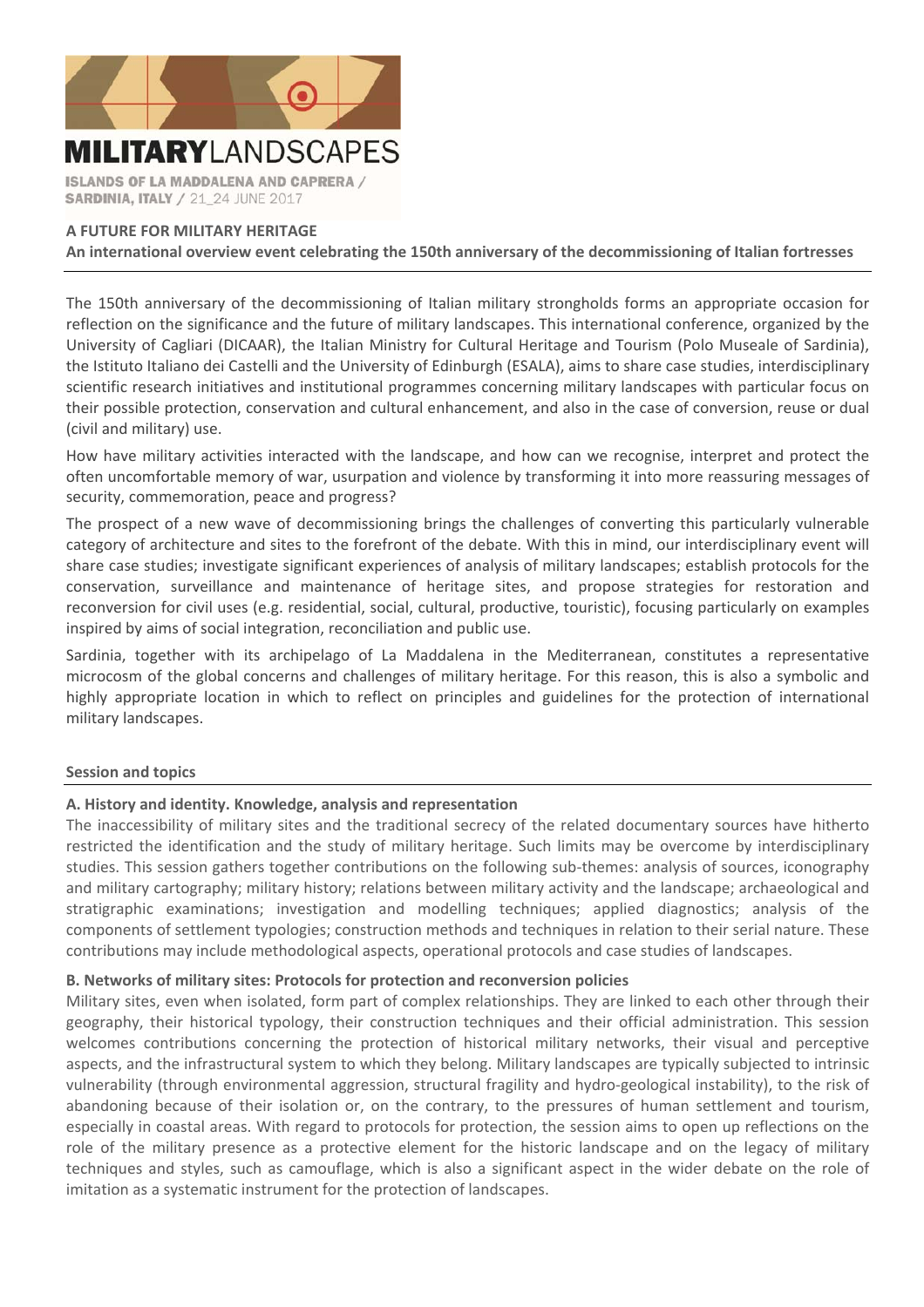# MILITARYLANDSCAPES

**ISLANDS OF LA MADDALENA AND CAPRERA / SARDINIA, ITALY / 21_24 JUNE 2017**

**A FUTURE FOR MILITARY HERITAGE**

**An international overview event celebrating the 150th anniversary of the decommissioning of Italian fortresses**

The 150th anniversary of the decommissioning of Italian military strongholds forms an appropriate occasion for reflection on the significance and the future of military landscapes. This international conference, organized by the University of Cagliari (DICAAR), the Italian Ministry for Cultural Heritage and Tourism (Polo Museale of Sardinia), the Istituto Italiano dei Castelli and the University of Edinburgh (ESALA), aims to share case studies, interdisciplinary scientific research initiatives and institutional programmes concerning military landscapes with particular focus on their possible protection, conservation and cultural enhancement, and also in the case of conversion, reuse or dual (civil and military) use.

How have military activities interacted with the landscape, and how can we recognise, interpret and protect the often uncomfortable memory of war, usurpation and violence by transforming it into more reassuring messages of security, commemoration, peace and progress?

The prospect of a new wave of decommissioning brings the challenges of converting this particularly vulnerable category of architecture and sites to the forefront of the debate. With this in mind, our interdisciplinary event will share case studies; investigate significant experiences of analysis of military landscapes; establish protocols for the conservation, surveillance and maintenance of heritage sites, and propose strategies for restoration and reconversion for civil uses (e.g. residential, social, cultural, productive, touristic), focusing particularly on examples inspired by aims of social integration, reconciliation and public use.

Sardinia, together with its archipelago of La Maddalena in the Mediterranean, constitutes a representative microcosm of the global concerns and challenges of military heritage. For this reason, this is also a symbolic and highly appropriate location in which to reflect on principles and guidelines for the protection of international military landscapes.

## Session and topics

### A. History and identity. Knowledge, analysis and representation

The inaccessibility of military sites and the traditional secrecy of the related documentary sources have hitherto restricted the identification and the study of military heritage. Such limits may be overcome by interdisciplinary studies. This session gathers together contributions on the following sub-themes: analysis of sources, iconography and military cartography; military history; relations between military activity and the landscape; archaeological and stratigraphic examinations; investigation and modelling techniques; applied diagnostics; analysis of the components of settlement typologies; construction methods and techniques in relation to their serial nature. These contributions may include methodological aspects, operational protocols and case studies of landscapes.

### B. Networks of military sites: Protocols for protection and reconversion policies

Military sites, even when isolated, form part of complex relationships. They are linked to each other through their geography, their historical typology, their construction techniques and their official administration. This session welcomes contributions concerning the protection of historical military networks, their visual and perceptive aspects, and the infrastructural system to which they belong. Military landscapes are typically subjected to intrinsic vulnerability (through environmental aggression, structural fragility and hydro-geological instability), to the risk of abandoning because of their isolation or, on the contrary, to the pressures of human settlement and tourism, especially in coastal areas. With regard to protocols for protection, the session aims to open up reflections on the role of the military presence as a protective element for the historic landscape and on the legacy of military techniques and styles, such as camouflage, which is also a significant aspect in the wider debate on the role of imitation as a systematic instrument for the protection of landscapes.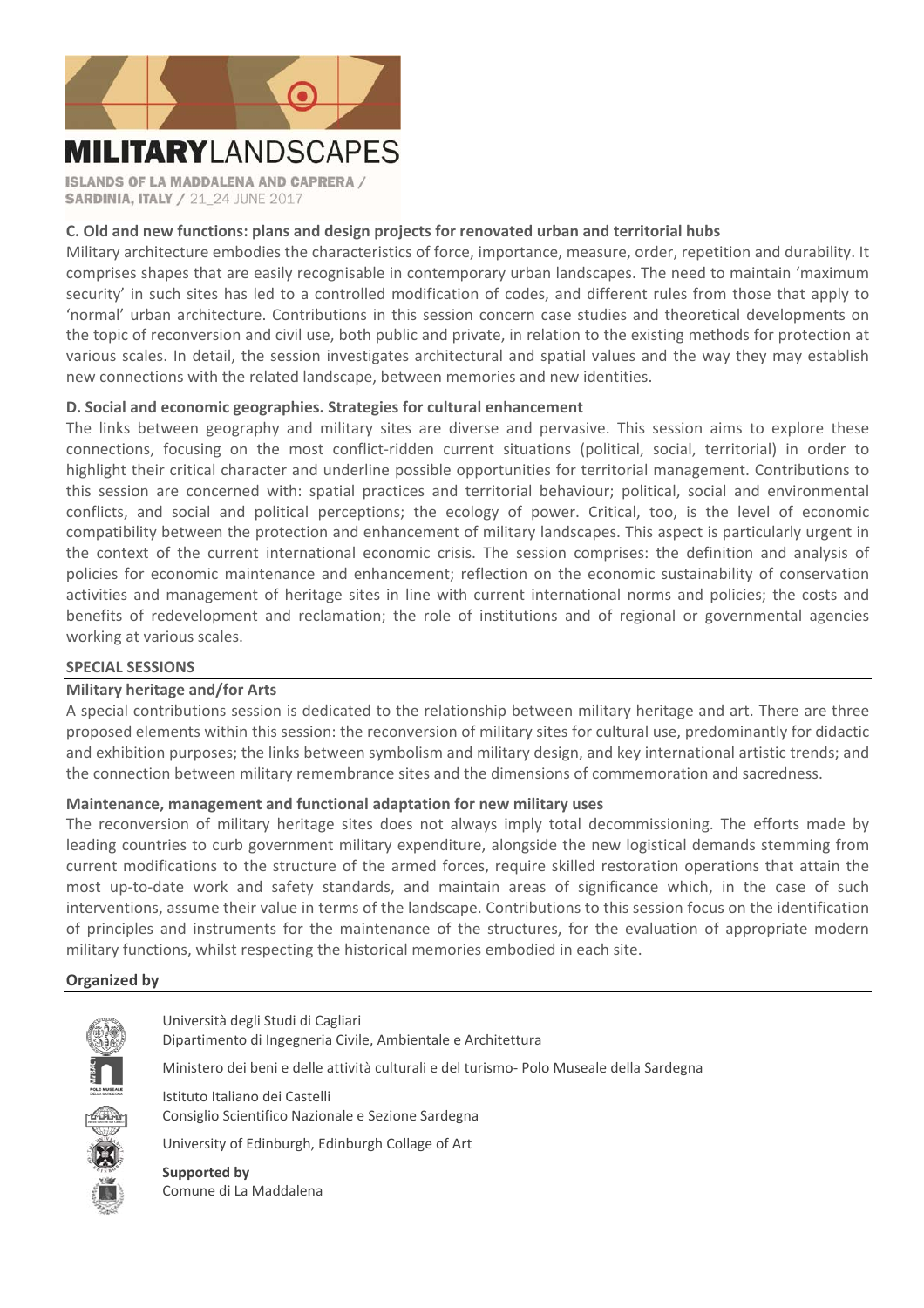## C. Old and new functions: plans and design projects for renovated urban and territorial hubs

Military architecture embodies the characteristics of force, importance, measure, order, repetition and durability. It comprises shapes that are easily recognisable in contemporary urban landscapes. The need to maintain 'maximum security' in such sites has led to a controlled modification of codes, and different rules from those that apply to 'normal' urban architecture. Contributions in this session concern case studies and theoretical developments on the topic of reconversion and civil use, both public and private, in relation to the existing methods for protection at various scales. In detail, the session investigates architectural and spatial values and the way they may establish new connections with the related landscape, between memories and new identities.

## D. Social and economic geographies. Strategies for cultural enhancement

The links between geography and military sites are diverse and pervasive. This session aims to explore these connections, focusing on the most conflict-ridden current situations (political, social, territorial) in order to highlight their critical character and underline possible opportunities for territorial management. Contributions to this session are concerned with: spatial practices and territorial behaviour; political, social and environmental conflicts, and social and political perceptions; the ecology of power. Critical, too, is the level of economic compatibility between the protection and enhancement of military landscapes. This aspect is particularly urgent in the context of the current international economic crisis. The session comprises: the definition and analysis of policies for economic maintenance and enhancement; reflection on the economic sustainability of conservation activities and management of heritage sites in line with current international norms and policies; the costs and benefits of redevelopment and reclamation; the role of institutions and of regional or governmental agencies working at various scales.

## SPECIAL SESSIONS

### Military heritage and/for Arts

A special contributions session is dedicated to the relationship between military heritage and art. There are three proposed elements within this session: the reconversion of military sites for cultural use, predominantly for didactic and exhibition purposes; the links between symbolism and military design, and key international artistic trends; and the connection between military remembrance sites and the dimensions of commemoration and sacredness.

### Maintenance, management and functional adaptation for new military uses

The reconversion of military heritage sites does not always imply total decommissioning. The efforts made by leading countries to curb government military expenditure, alongside the new logistical demands stemming from current modifications to the structure of the armed forces, require skilled restoration operations that attain the most up-to-date work and safety standards, and maintain areas of significance which, in the case of such interventions, assume their value in terms of the landscape. Contributions to this session focus on the identification of principles and instruments for the maintenance of the structures, for the evaluation of appropriate modern military functions, whilst respecting the historical memories embodied in each site.

## Organized by

Università degli Studi di Cagliari
Dipartimento di Ingegneria Civile, Ambientale e Architettura

Ministero dei beni e delle attività culturali e del turismo- Polo Museale della Sardegna

Istituto Italiano dei Castelli
Consiglio Scientifico Nazionale e Sezione Sardegna

University of Edinburgh, Edinburgh Collage of Art

**Supported by**
Comune di La Maddalena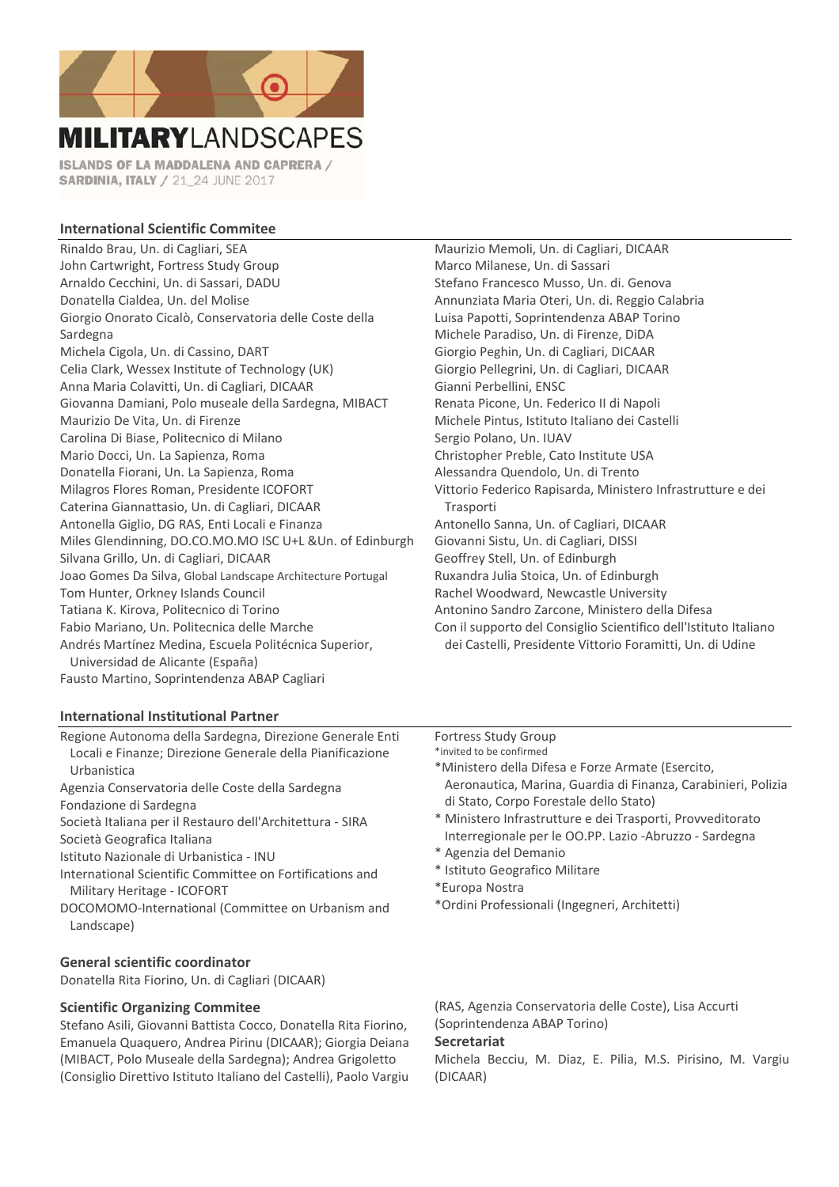**MILITARY**LANDSCAPES

**ISLANDS OF LA MADDALENA AND CAPRERA / SARDINIA, ITALY** / 21_24 JUNE 2017

## International Scientific Commitee

Rinaldo Brau, Un. di Cagliari, SEA
John Cartwright, Fortress Study Group
Arnaldo Cecchini, Un. di Sassari, DADU
Donatella Cialdea, Un. del Molise
Giorgio Onorato Cicalò, Conservatoria delle Coste della Sardegna
Michela Cigola, Un. di Cassino, DART
Celia Clark, Wessex Institute of Technology (UK)
Anna Maria Colavitti, Un. di Cagliari, DICAAR
Giovanna Damiani, Polo museale della Sardegna, MIBACT
Maurizio De Vita, Un. di Firenze
Carolina Di Biase, Politecnico di Milano
Mario Docci, Un. La Sapienza, Roma
Donatella Fiorani, Un. La Sapienza, Roma
Milagros Flores Roman, Presidente ICOFORT
Caterina Giannattasio, Un. di Cagliari, DICAAR
Antonella Giglio, DG RAS, Enti Locali e Finanza
Miles Glendinning, DO.CO.MO.MO ISC U+L &Un. of Edinburgh
Silvana Grillo, Un. di Cagliari, DICAAR
Joao Gomes Da Silva, Global Landscape Architecture Portugal
Tom Hunter, Orkney Islands Council
Tatiana K. Kirova, Politecnico di Torino
Fabio Mariano, Un. Politecnica delle Marche
Andrés Martínez Medina, Escuela Politécnica Superior, Universidad de Alicante (España)
Fausto Martino, Soprintendenza ABAP Cagliari
Maurizio Memoli, Un. di Cagliari, DICAAR
Marco Milanese, Un. di Sassari
Stefano Francesco Musso, Un. di. Genova
Annunziata Maria Oteri, Un. di. Reggio Calabria
Luisa Papotti, Soprintendenza ABAP Torino
Michele Paradiso, Un. di Firenze, DiDA
Giorgio Peghin, Un. di Cagliari, DICAAR
Giorgio Pellegrini, Un. di Cagliari, DICAAR
Gianni Perbellini, ENSC
Renata Picone, Un. Federico II di Napoli
Michele Pintus, Istituto Italiano dei Castelli
Sergio Polano, Un. IUAV
Christopher Preble, Cato Institute USA
Alessandra Quendolo, Un. di Trento
Vittorio Federico Rapisarda, Ministero Infrastrutture e dei Trasporti
Antonello Sanna, Un. of Cagliari, DICAAR
Giovanni Sistu, Un. di Cagliari, DISSI
Geoffrey Stell, Un. of Edinburgh
Ruxandra Julia Stoica, Un. of Edinburgh
Rachel Woodward, Newcastle University
Antonino Sandro Zarcone, Ministero della Difesa
Con il supporto del Consiglio Scientifico dell'Istituto Italiano dei Castelli, Presidente Vittorio Foramitti, Un. di Udine

## International Institutional Partner

Regione Autonoma della Sardegna, Direzione Generale Enti Locali e Finanze; Direzione Generale della Pianificazione Urbanistica
Agenzia Conservatoria delle Coste della Sardegna
Fondazione di Sardegna
Società Italiana per il Restauro dell'Architettura - SIRA
Società Geografica Italiana
Istituto Nazionale di Urbanistica - INU
International Scientific Committee on Fortifications and Military Heritage - ICOFORT
DOCOMOMO-International (Committee on Urbanism and Landscape)
Fortress Study Group

*invited to be confirmed

*Ministero della Difesa e Forze Armate (Esercito, Aeronautica, Marina, Guardia di Finanza, Carabinieri, Polizia di Stato, Corpo Forestale dello Stato)
* Ministero Infrastrutture e dei Trasporti, Provveditorato Interregionale per le OO.PP. Lazio -Abruzzo - Sardegna
* Agenzia del Demanio
* Istituto Geografico Militare
*Europa Nostra
*Ordini Professionali (Ingegneri, Architetti)

## General scientific coordinator

Donatella Rita Fiorino, Un. di Cagliari (DICAAR)

## Scientific Organizing Commitee

Stefano Asili, Giovanni Battista Cocco, Donatella Rita Fiorino, Emanuela Quaquero, Andrea Pirinu (DICAAR); Giorgia Deiana (MIBACT, Polo Museale della Sardegna); Andrea Grigoletto (Consiglio Direttivo Istituto Italiano del Castelli), Paolo Vargiu (RAS, Agenzia Conservatoria delle Coste), Lisa Accurti (Soprintendenza ABAP Torino)

## Secretariat

Michela Becciu, M. Diaz, E. Pilia, M.S. Pirisino, M. Vargiu (DICAAR)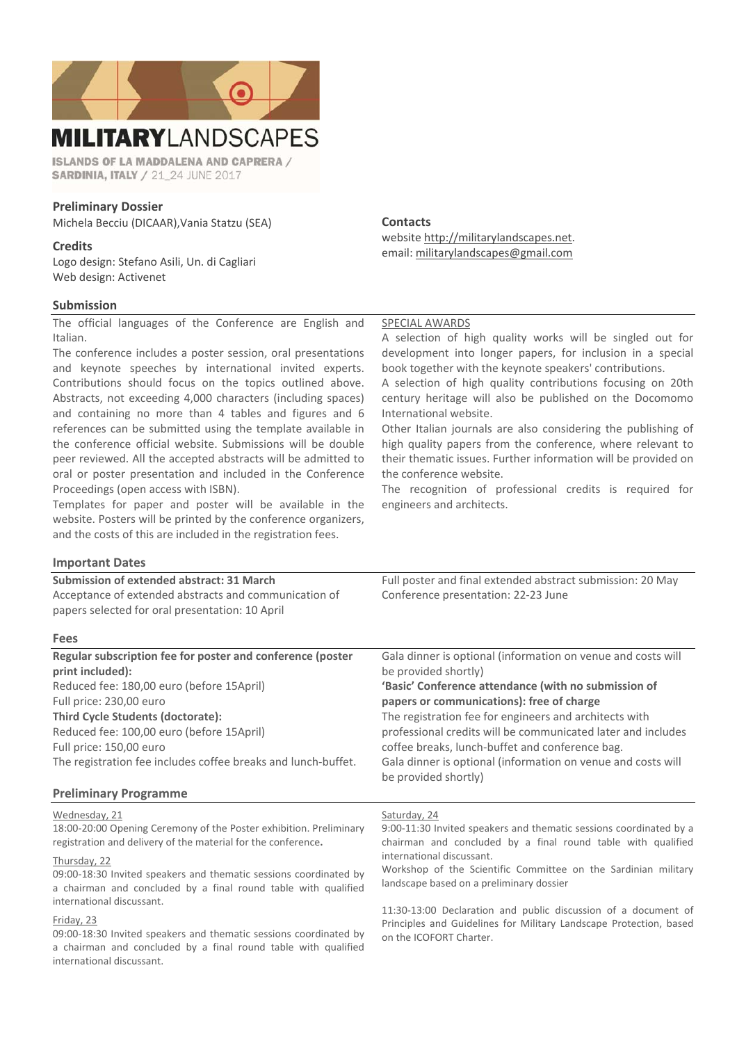# MILITARYLANDSCAPES

**ISLANDS OF LA MADDALENA AND CAPRERA / SARDINIA, ITALY / 21_24 JUNE 2017**

### Preliminary Dossier

Michela Becciu (DICAAR),Vania Statzu (SEA)

### Credits

Logo design: Stefano Asili, Un. di Cagliari
Web design: Activenet

### Contacts

website http://militarylandscapes.net.
email: militarylandscapes@gmail.com

### Submission

The official languages of the Conference are English and Italian.

The conference includes a poster session, oral presentations and keynote speeches by international invited experts. Contributions should focus on the topics outlined above. Abstracts, not exceeding 4,000 characters (including spaces) and containing no more than 4 tables and figures and 6 references can be submitted using the template available in the conference official website. Submissions will be double peer reviewed. All the accepted abstracts will be admitted to oral or poster presentation and included in the Conference Proceedings (open access with ISBN).

Templates for paper and poster will be available in the website. Posters will be printed by the conference organizers, and the costs of this are included in the registration fees.

SPECIAL AWARDS

A selection of high quality works will be singled out for development into longer papers, for inclusion in a special book together with the keynote speakers' contributions.

A selection of high quality contributions focusing on 20th century heritage will also be published on the Docomomo International website.

Other Italian journals are also considering the publishing of high quality papers from the conference, where relevant to their thematic issues. Further information will be provided on the conference website.

The recognition of professional credits is required for engineers and architects.

### Important Dates

**Submission of extended abstract: 31 March**

Acceptance of extended abstracts and communication of papers selected for oral presentation: 10 April

Full poster and final extended abstract submission: 20 May

Conference presentation: 22-23 June

### Fees

**Regular subscription fee for poster and conference (poster print included):**

Reduced fee: 180,00 euro (before 15April)

Full price: 230,00 euro

**Third Cycle Students (doctorate):**

Reduced fee: 100,00 euro (before 15April)

Full price: 150,00 euro

The registration fee includes coffee breaks and lunch-buffet.

Gala dinner is optional (information on venue and costs will be provided shortly)

**'Basic' Conference attendance (with no submission of papers or communications): free of charge**

The registration fee for engineers and architects with professional credits will be communicated later and includes coffee breaks, lunch-buffet and conference bag.

Gala dinner is optional (information on venue and costs will be provided shortly)

### Preliminary Programme

Wednesday, 21

18:00-20:00 Opening Ceremony of the Poster exhibition. Preliminary registration and delivery of the material for the conference**.**

Thursday, 22

09:00-18:30 Invited speakers and thematic sessions coordinated by a chairman and concluded by a final round table with qualified international discussant.

Friday, 23

09:00-18:30 Invited speakers and thematic sessions coordinated by a chairman and concluded by a final round table with qualified international discussant.

Saturday, 24

9:00-11:30 Invited speakers and thematic sessions coordinated by a chairman and concluded by a final round table with qualified international discussant.

Workshop of the Scientific Committee on the Sardinian military landscape based on a preliminary dossier

11:30-13:00 Declaration and public discussion of a document of Principles and Guidelines for Military Landscape Protection, based on the ICOFORT Charter.